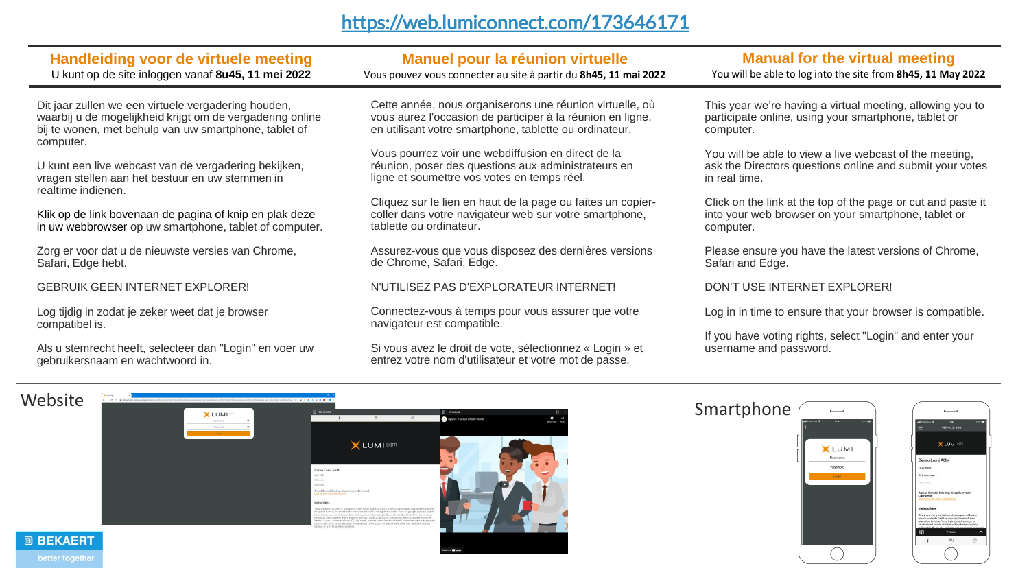https://web.lumiconnect.com/173646171

## Handleiding voor de virtuele meeting

U kunt op de site inloggen vanaf **8u45, 11 mei 2022**

Dit jaar zullen we een virtuele vergadering houden, waarbij u de mogelijkheid krijgt om de vergadering online bij te wonen, met behulp van uw smartphone, tablet of computer.

U kunt een live webcast van de vergadering bekijken, vragen stellen aan het bestuur en uw stemmen in realtime indienen.

Klik op de link bovenaan de pagina of knip en plak deze in uw webbrowser op uw smartphone, tablet of computer.

Zorg er voor dat u de nieuwste versies van Chrome, Safari, Edge hebt.

GEBRUIK GEEN INTERNET EXPLORER!

Log tijdig in zodat je zeker weet dat je browser compatibel is.

Als u stemrecht heeft, selecteer dan "Login" en voer uw gebruikersnaam en wachtwoord in.

## Manuel pour la réunion virtuelle

Vous pouvez vous connecter au site à partir du **8h45, 11 mai 2022**

Cette année, nous organiserons une réunion virtuelle, où vous aurez l'occasion de participer à la réunion en ligne, en utilisant votre smartphone, tablette ou ordinateur.

Vous pourrez voir une webdiffusion en direct de la réunion, poser des questions aux administrateurs en ligne et soumettre vos votes en temps réel.

Cliquez sur le lien en haut de la page ou faites un copier-coller dans votre navigateur web sur votre smartphone, tablette ou ordinateur.

Assurez-vous que vous disposez des dernières versions de Chrome, Safari, Edge.

N'UTILISEZ PAS D'EXPLORATEUR INTERNET!

Connectez-vous à temps pour vous assurer que votre navigateur est compatible.

Si vous avez le droit de vote, sélectionnez « Login » et entrez votre nom d'utilisateur et votre mot de passe.

## Manual for the virtual meeting

You will be able to log into the site from **8h45, 11 May 2022**

This year we're having a virtual meeting, allowing you to participate online, using your smartphone, tablet or computer.

You will be able to view a live webcast of the meeting, ask the Directors questions online and submit your votes in real time.

Click on the link at the top of the page or cut and paste it into your web browser on your smartphone, tablet or computer.

Please ensure you have the latest versions of Chrome, Safari and Edge.

DON'T USE INTERNET EXPLORER!

Log in in time to ensure that your browser is compatible.

If you have voting rights, select "Login" and enter your username and password.

Website

Smartphone

BEKAERT
better together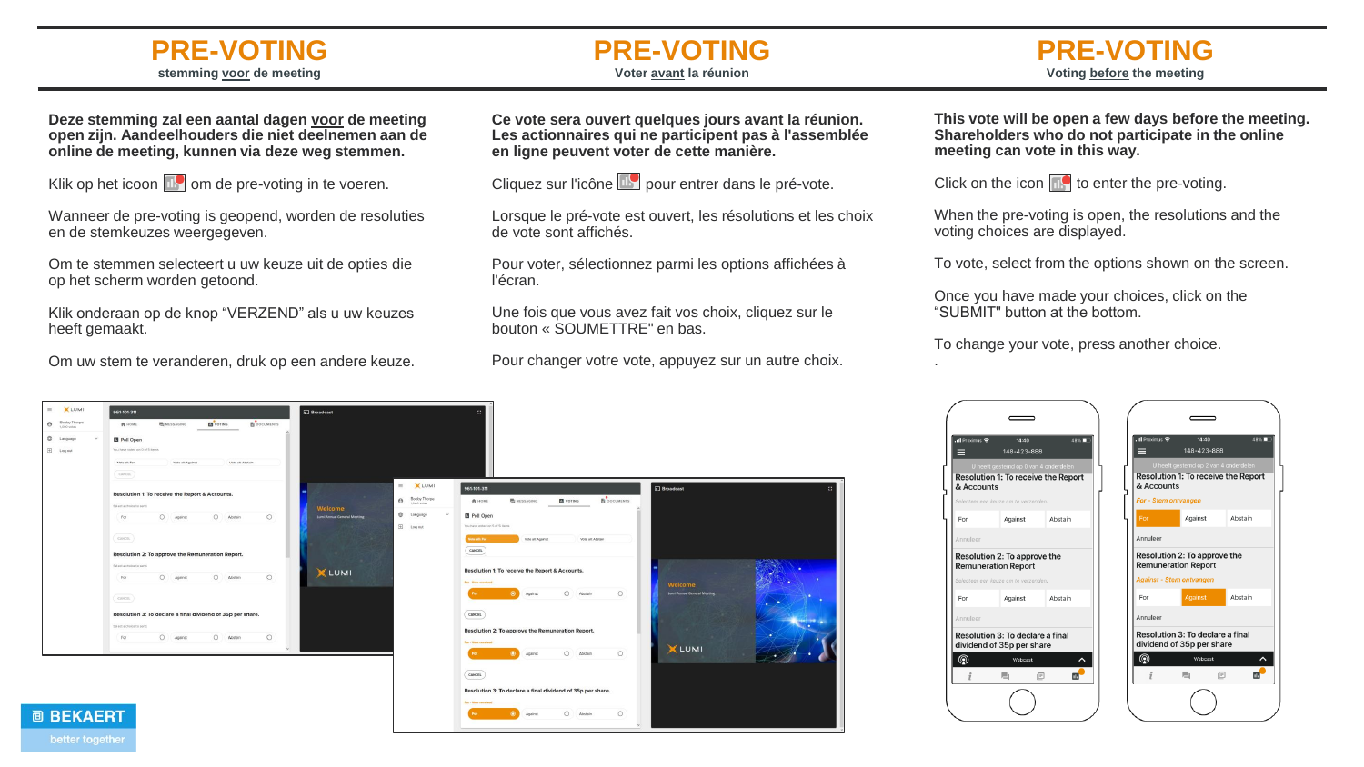# PRE-VOTING

stemming voor de meeting

**Deze stemming zal een aantal dagen voor de meeting open zijn. Aandeelhouders die niet deelnemen aan de online meeting, kunnen via deze weg stemmen.**

Klik op het icoon om de pre-voting in te voeren.

Wanneer de pre-voting is geopend, worden de resoluties en de stemkeuzes weergegeven.

Om te stemmen selecteert u uw keuze uit de opties die op het scherm worden getoond.

Klik onderaan op de knop “VERZEND” als u uw keuzes heeft gemaakt.

Om uw stem te veranderen, druk op een andere keuze.

# PRE-VOTING

Voter avant la réunion

**Ce vote sera ouvert quelques jours avant la réunion. Les actionnaires qui ne participent pas à l'assemblée en ligne peuvent voter de cette manière.**

Cliquez sur l'icône pour entrer dans le pré-vote.

Lorsque le pré-vote est ouvert, les résolutions et les choix de vote sont affichés.

Pour voter, sélectionnez parmi les options affichées à l'écran.

Une fois que vous avez fait vos choix, cliquez sur le bouton « SOUMETTRE" en bas.

Pour changer votre vote, appuyez sur un autre choix.

# PRE-VOTING

Voting before the meeting

**This vote will be open a few days before the meeting. Shareholders who do not participate in the online meeting can vote in this way.**

Click on the icon to enter the pre-voting.

When the pre-voting is open, the resolutions and the voting choices are displayed.

To vote, select from the options shown on the screen.

Once you have made your choices, click on the “SUBMIT" button at the bottom.

To change your vote, press another choice.

.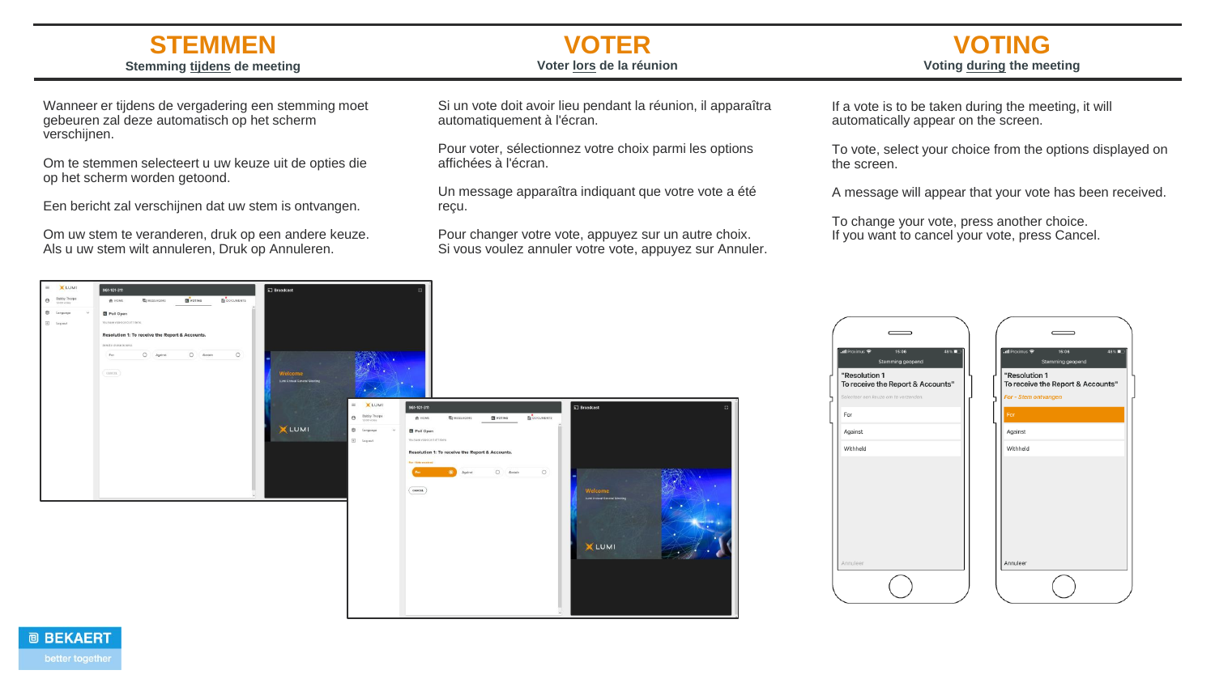# STEMMEN

**Stemming tijdens de meeting**

Wanneer er tijdens de vergadering een stemming moet gebeuren zal deze automatisch op het scherm verschijnen.

Om te stemmen selecteert u uw keuze uit de opties die op het scherm worden getoond.

Een bericht zal verschijnen dat uw stem is ontvangen.

Om uw stem te veranderen, druk op een andere keuze.
Als u uw stem wilt annuleren, Druk op Annuleren.

# VOTER

**Voter lors de la réunion**

Si un vote doit avoir lieu pendant la réunion, il apparaîtra automatiquement à l'écran.

Pour voter, sélectionnez votre choix parmi les options affichées à l'écran.

Un message apparaîtra indiquant que votre vote a été reçu.

Pour changer votre vote, appuyez sur un autre choix.
Si vous voulez annuler votre vote, appuyez sur Annuler.

# VOTING

**Voting during the meeting**

If a vote is to be taken during the meeting, it will automatically appear on the screen.

To vote, select your choice from the options displayed on the screen.

A message will appear that your vote has been received.

To change your vote, press another choice.
If you want to cancel your vote, press Cancel.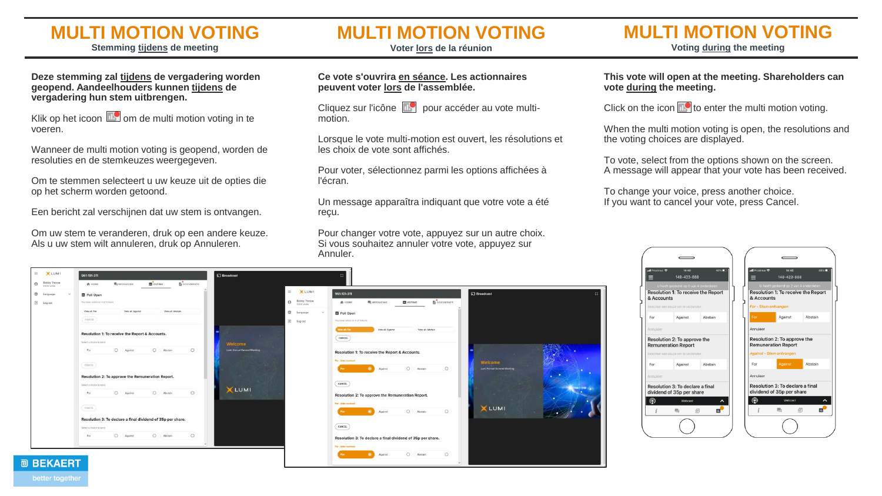# MULTI MOTION VOTING

Stemming tijdens de meeting

**Deze stemming zal tijdens de vergadering worden geopend. Aandeelhouders kunnen tijdens de vergadering hun stem uitbrengen.**

Klik op het icoon om de multi motion voting in te voeren.

Wanneer de multi motion voting is geopend, worden de resoluties en de stemkeuzes weergegeven.

Om te stemmen selecteert u uw keuze uit de opties die op het scherm worden getoond.

Een bericht zal verschijnen dat uw stem is ontvangen.

Om uw stem te veranderen, druk op een andere keuze. Als u uw stem wilt annuleren, druk op Annuleren.

# MULTI MOTION VOTING

Voter lors de la réunion

**Ce vote s'ouvrira en séance. Les actionnaires peuvent voter lors de l'assemblée.**

Cliquez sur l'icône pour accéder au vote multi-motion.

Lorsque le vote multi-motion est ouvert, les résolutions et les choix de vote sont affichés.

Pour voter, sélectionnez parmi les options affichées à l'écran.

Un message apparaîtra indiquant que votre vote a été reçu.

Pour changer votre vote, appuyez sur un autre choix. Si vous souhaitez annuler votre vote, appuyez sur Annuler.

# MULTI MOTION VOTING

Voting during the meeting

**This vote will open at the meeting. Shareholders can vote during the meeting.**

Click on the icon to enter the multi motion voting.

When the multi motion voting is open, the resolutions and the voting choices are displayed.

To vote, select from the options shown on the screen. A message will appear that your vote has been received.

To change your voice, press another choice. If you want to cancel your vote, press Cancel.

BEKAERT better together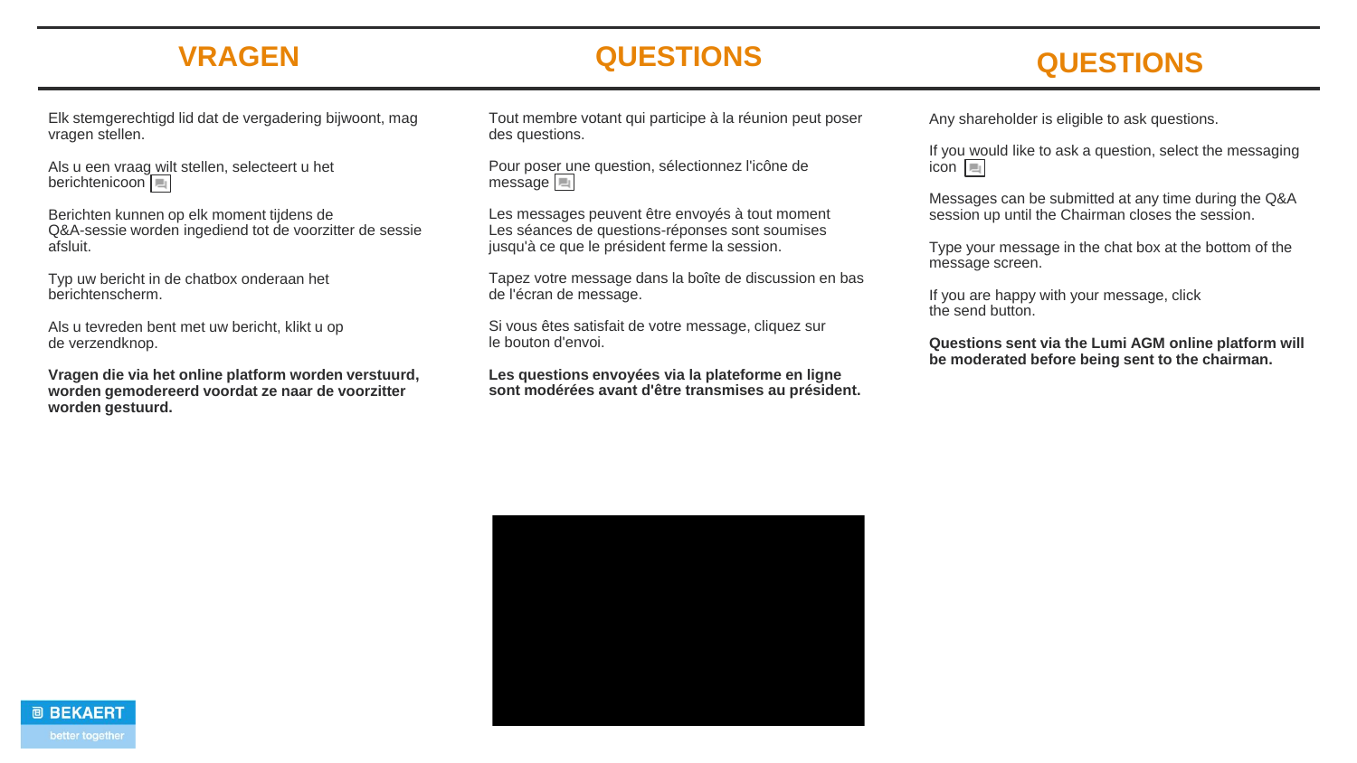## VRAGEN

Elk stemgerechtigd lid dat de vergadering bijwoont, mag vragen stellen.

Als u een vraag wilt stellen, selecteert u het berichtenicoon

Berichten kunnen op elk moment tijdens de Q&A-sessie worden ingediend tot de voorzitter de sessie afsluit.

Typ uw bericht in de chatbox onderaan het berichtenscherm.

Als u tevreden bent met uw bericht, klikt u op de verzendknop.

**Vragen die via het online platform worden verstuurd, worden gemodereerd voordat ze naar de voorzitter worden gestuurd.**

## QUESTIONS

Tout membre votant qui participe à la réunion peut poser des questions.

Pour poser une question, sélectionnez l'icône de message

Les messages peuvent être envoyés à tout moment Les séances de questions-réponses sont soumises jusqu'à ce que le président ferme la session.

Tapez votre message dans la boîte de discussion en bas de l'écran de message.

Si vous êtes satisfait de votre message, cliquez sur le bouton d'envoi.

**Les questions envoyées via la plateforme en ligne sont modérées avant d'être transmises au président.**

## QUESTIONS

Any shareholder is eligible to ask questions.

If you would like to ask a question, select the messaging icon

Messages can be submitted at any time during the Q&A session up until the Chairman closes the session.

Type your message in the chat box at the bottom of the message screen.

If you are happy with your message, click the send button.

**Questions sent via the Lumi AGM online platform will be moderated before being sent to the chairman.**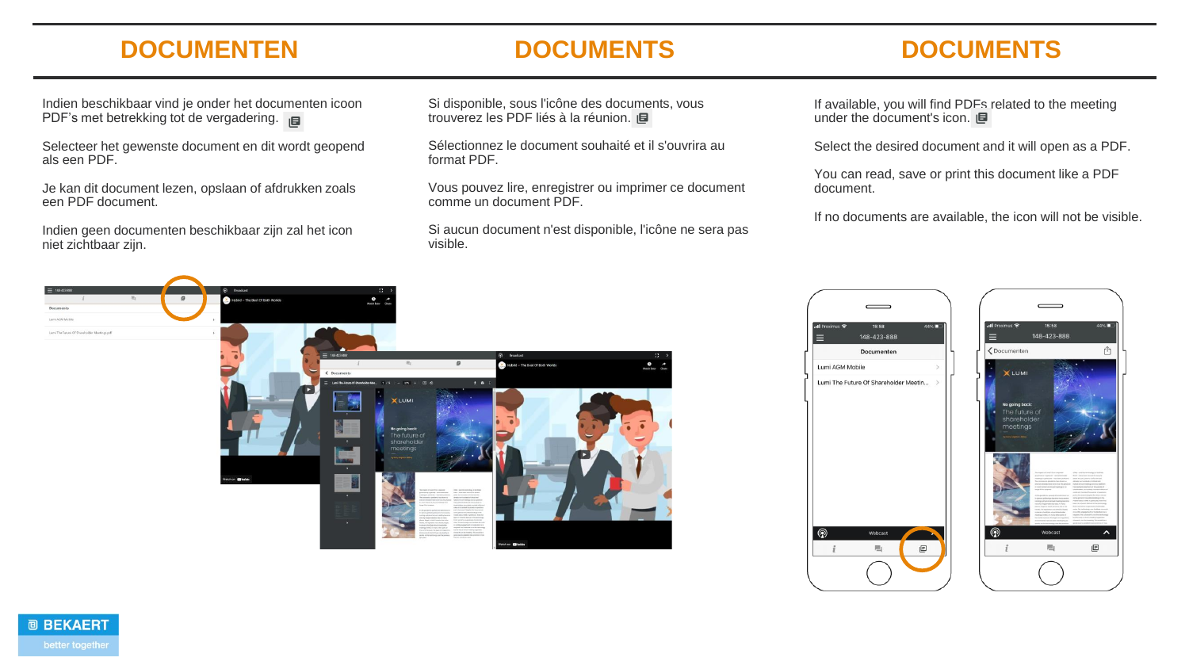## DOCUMENTEN

Indien beschikbaar vind je onder het documenten icoon PDF's met betrekking tot de vergadering.

Selecteer het gewenste document en dit wordt geopend als een PDF.

Je kan dit document lezen, opslaan of afdrukken zoals een PDF document.

Indien geen documenten beschikbaar zijn zal het icon niet zichtbaar zijn.

## DOCUMENTS

Si disponible, sous l'icône des documents, vous trouverez les PDF liés à la réunion.

Sélectionnez le document souhaité et il s'ouvrira au format PDF.

Vous pouvez lire, enregistrer ou imprimer ce document comme un document PDF.

Si aucun document n'est disponible, l'icône ne sera pas visible.

## DOCUMENTS

If available, you will find PDFs related to the meeting under the document's icon.

Select the desired document and it will open as a PDF.

You can read, save or print this document like a PDF document.

If no documents are available, the icon will not be visible.